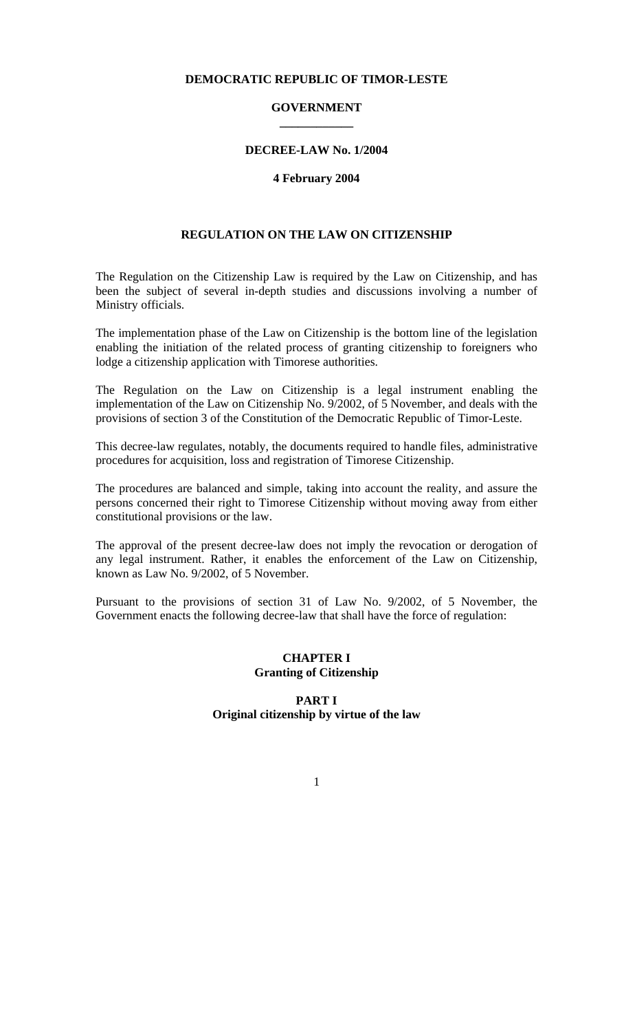**DEMOCRATIC REPUBLIC OF TIMOR-LESTE**

**GOVERNMENT**

**DECREE-LAW No. 1/2004**

**4 February 2004**

# REGULATION ON THE LAW ON CITIZENSHIP

The Regulation on the Citizenship Law is required by the Law on Citizenship, and has been the subject of several in-depth studies and discussions involving a number of Ministry officials.

The implementation phase of the Law on Citizenship is the bottom line of the legislation enabling the initiation of the related process of granting citizenship to foreigners who lodge a citizenship application with Timorese authorities.

The Regulation on the Law on Citizenship is a legal instrument enabling the implementation of the Law on Citizenship No. 9/2002, of 5 November, and deals with the provisions of section 3 of the Constitution of the Democratic Republic of Timor-Leste.

This decree-law regulates, notably, the documents required to handle files, administrative procedures for acquisition, loss and registration of Timorese Citizenship.

The procedures are balanced and simple, taking into account the reality, and assure the persons concerned their right to Timorese Citizenship without moving away from either constitutional provisions or the law.

The approval of the present decree-law does not imply the revocation or derogation of any legal instrument. Rather, it enables the enforcement of the Law on Citizenship, known as Law No. 9/2002, of 5 November.

Pursuant to the provisions of section 31 of Law No. 9/2002, of 5 November, the Government enacts the following decree-law that shall have the force of regulation:

## CHAPTER I
## Granting of Citizenship

### PART I
### Original citizenship by virtue of the law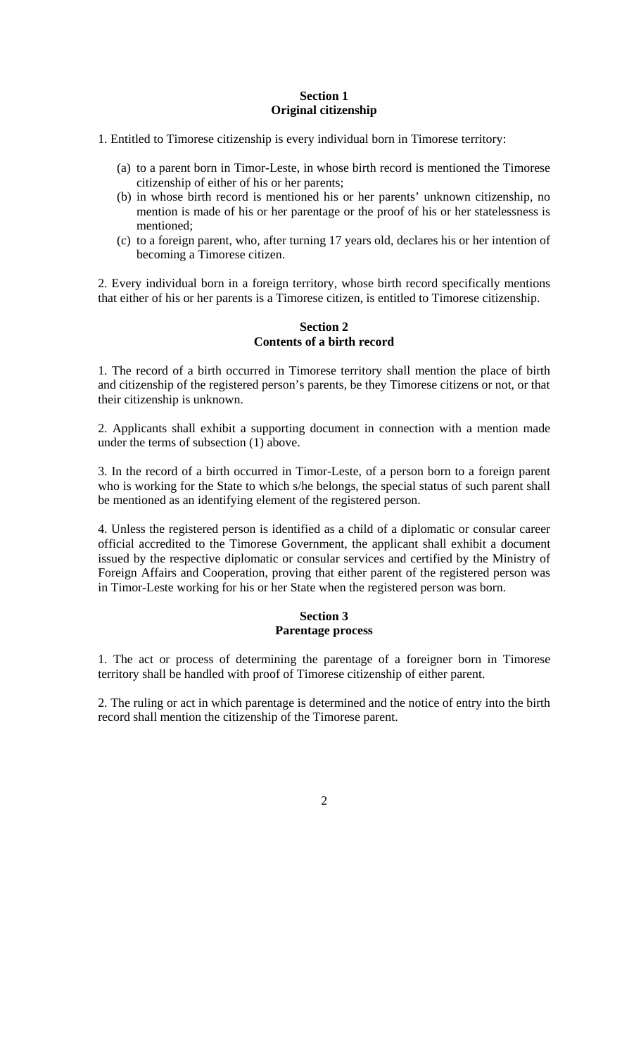## Section 1
## Original citizenship

1. Entitled to Timorese citizenship is every individual born in Timorese territory:

   (a) to a parent born in Timor-Leste, in whose birth record is mentioned the Timorese citizenship of either of his or her parents;
   (b) in whose birth record is mentioned his or her parents' unknown citizenship, no mention is made of his or her parentage or the proof of his or her statelessness is mentioned;
   (c) to a foreign parent, who, after turning 17 years old, declares his or her intention of becoming a Timorese citizen.

2. Every individual born in a foreign territory, whose birth record specifically mentions that either of his or her parents is a Timorese citizen, is entitled to Timorese citizenship.

## Section 2
## Contents of a birth record

1. The record of a birth occurred in Timorese territory shall mention the place of birth and citizenship of the registered person's parents, be they Timorese citizens or not, or that their citizenship is unknown.

2. Applicants shall exhibit a supporting document in connection with a mention made under the terms of subsection (1) above.

3. In the record of a birth occurred in Timor-Leste, of a person born to a foreign parent who is working for the State to which s/he belongs, the special status of such parent shall be mentioned as an identifying element of the registered person.

4. Unless the registered person is identified as a child of a diplomatic or consular career official accredited to the Timorese Government, the applicant shall exhibit a document issued by the respective diplomatic or consular services and certified by the Ministry of Foreign Affairs and Cooperation, proving that either parent of the registered person was in Timor-Leste working for his or her State when the registered person was born.

## Section 3
## Parentage process

1. The act or process of determining the parentage of a foreigner born in Timorese territory shall be handled with proof of Timorese citizenship of either parent.

2. The ruling or act in which parentage is determined and the notice of entry into the birth record shall mention the citizenship of the Timorese parent.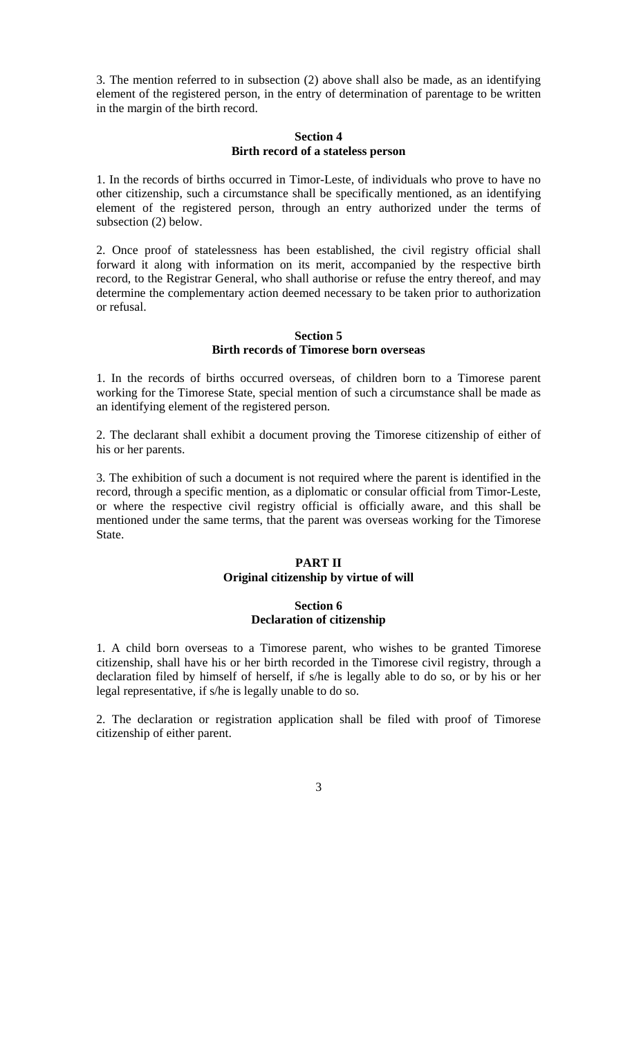3. The mention referred to in subsection (2) above shall also be made, as an identifying element of the registered person, in the entry of determination of parentage to be written in the margin of the birth record.

### Section 4
### Birth record of a stateless person

1. In the records of births occurred in Timor-Leste, of individuals who prove to have no other citizenship, such a circumstance shall be specifically mentioned, as an identifying element of the registered person, through an entry authorized under the terms of subsection (2) below.

2. Once proof of statelessness has been established, the civil registry official shall forward it along with information on its merit, accompanied by the respective birth record, to the Registrar General, who shall authorise or refuse the entry thereof, and may determine the complementary action deemed necessary to be taken prior to authorization or refusal.

### Section 5
### Birth records of Timorese born overseas

1. In the records of births occurred overseas, of children born to a Timorese parent working for the Timorese State, special mention of such a circumstance shall be made as an identifying element of the registered person.

2. The declarant shall exhibit a document proving the Timorese citizenship of either of his or her parents.

3. The exhibition of such a document is not required where the parent is identified in the record, through a specific mention, as a diplomatic or consular official from Timor-Leste, or where the respective civil registry official is officially aware, and this shall be mentioned under the same terms, that the parent was overseas working for the Timorese State.

## PART II
## Original citizenship by virtue of will

### Section 6
### Declaration of citizenship

1. A child born overseas to a Timorese parent, who wishes to be granted Timorese citizenship, shall have his or her birth recorded in the Timorese civil registry, through a declaration filed by himself of herself, if s/he is legally able to do so, or by his or her legal representative, if s/he is legally unable to do so.

2. The declaration or registration application shall be filed with proof of Timorese citizenship of either parent.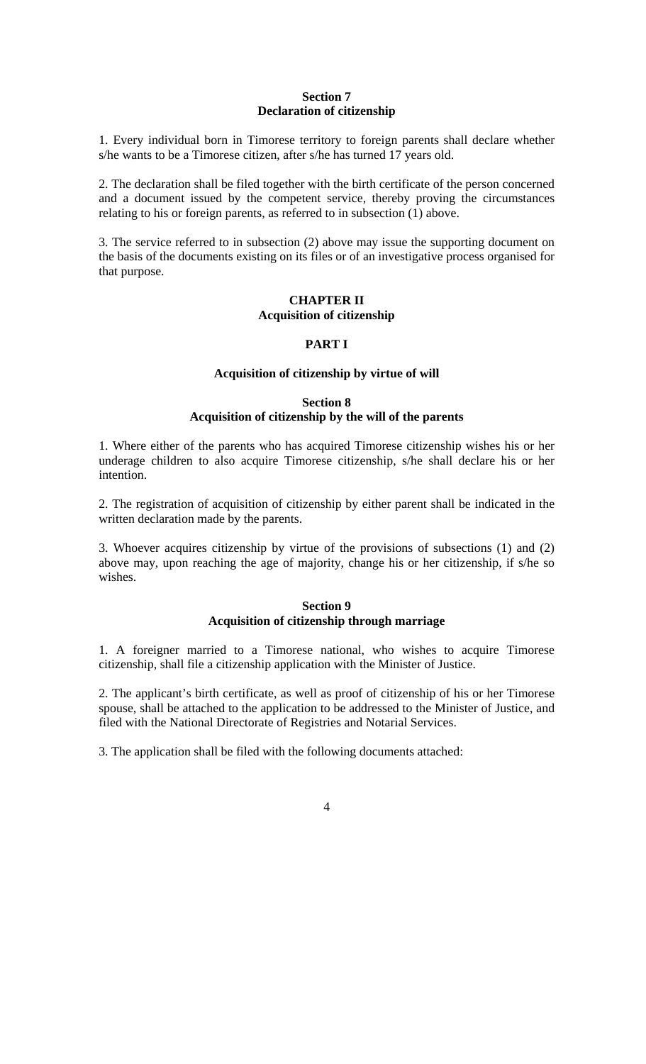### Section 7
### Declaration of citizenship

1. Every individual born in Timorese territory to foreign parents shall declare whether s/he wants to be a Timorese citizen, after s/he has turned 17 years old.

2. The declaration shall be filed together with the birth certificate of the person concerned and a document issued by the competent service, thereby proving the circumstances relating to his or foreign parents, as referred to in subsection (1) above.

3. The service referred to in subsection (2) above may issue the supporting document on the basis of the documents existing on its files or of an investigative process organised for that purpose.

## CHAPTER II
## Acquisition of citizenship

## PART I

### Acquisition of citizenship by virtue of will

### Section 8
### Acquisition of citizenship by the will of the parents

1. Where either of the parents who has acquired Timorese citizenship wishes his or her underage children to also acquire Timorese citizenship, s/he shall declare his or her intention.

2. The registration of acquisition of citizenship by either parent shall be indicated in the written declaration made by the parents.

3. Whoever acquires citizenship by virtue of the provisions of subsections (1) and (2) above may, upon reaching the age of majority, change his or her citizenship, if s/he so wishes.

### Section 9
### Acquisition of citizenship through marriage

1. A foreigner married to a Timorese national, who wishes to acquire Timorese citizenship, shall file a citizenship application with the Minister of Justice.

2. The applicant's birth certificate, as well as proof of citizenship of his or her Timorese spouse, shall be attached to the application to be addressed to the Minister of Justice, and filed with the National Directorate of Registries and Notarial Services.

3. The application shall be filed with the following documents attached: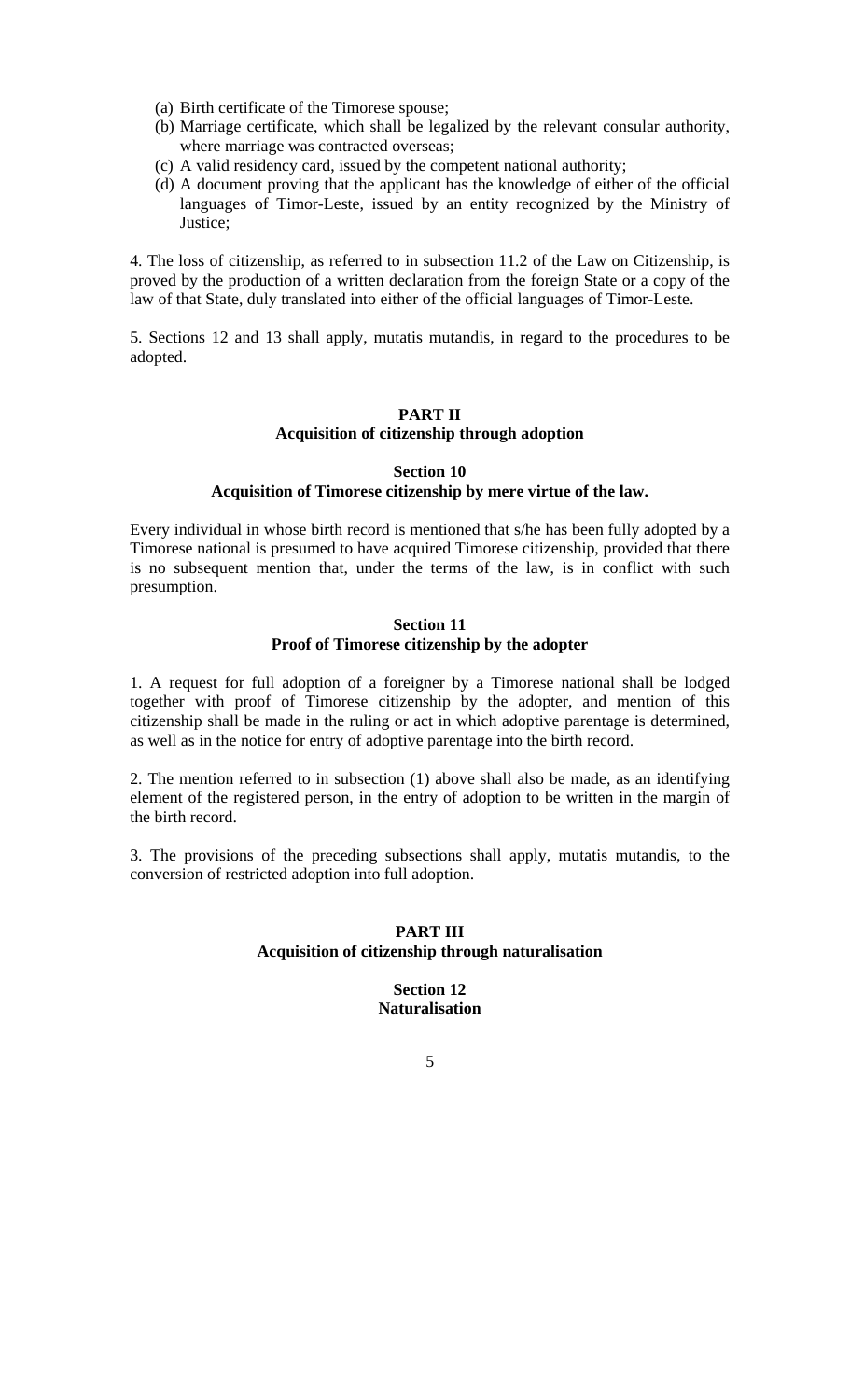(a) Birth certificate of the Timorese spouse;
(b) Marriage certificate, which shall be legalized by the relevant consular authority, where marriage was contracted overseas;
(c) A valid residency card, issued by the competent national authority;
(d) A document proving that the applicant has the knowledge of either of the official languages of Timor-Leste, issued by an entity recognized by the Ministry of Justice;

4. The loss of citizenship, as referred to in subsection 11.2 of the Law on Citizenship, is proved by the production of a written declaration from the foreign State or a copy of the law of that State, duly translated into either of the official languages of Timor-Leste.

5. Sections 12 and 13 shall apply, mutatis mutandis, in regard to the procedures to be adopted.

## PART II
## Acquisition of citizenship through adoption

### Section 10
### Acquisition of Timorese citizenship by mere virtue of the law.

Every individual in whose birth record is mentioned that s/he has been fully adopted by a Timorese national is presumed to have acquired Timorese citizenship, provided that there is no subsequent mention that, under the terms of the law, is in conflict with such presumption.

### Section 11
### Proof of Timorese citizenship by the adopter

1. A request for full adoption of a foreigner by a Timorese national shall be lodged together with proof of Timorese citizenship by the adopter, and mention of this citizenship shall be made in the ruling or act in which adoptive parentage is determined, as well as in the notice for entry of adoptive parentage into the birth record.

2. The mention referred to in subsection (1) above shall also be made, as an identifying element of the registered person, in the entry of adoption to be written in the margin of the birth record.

3. The provisions of the preceding subsections shall apply, mutatis mutandis, to the conversion of restricted adoption into full adoption.

## PART III
## Acquisition of citizenship through naturalisation

### Section 12
### Naturalisation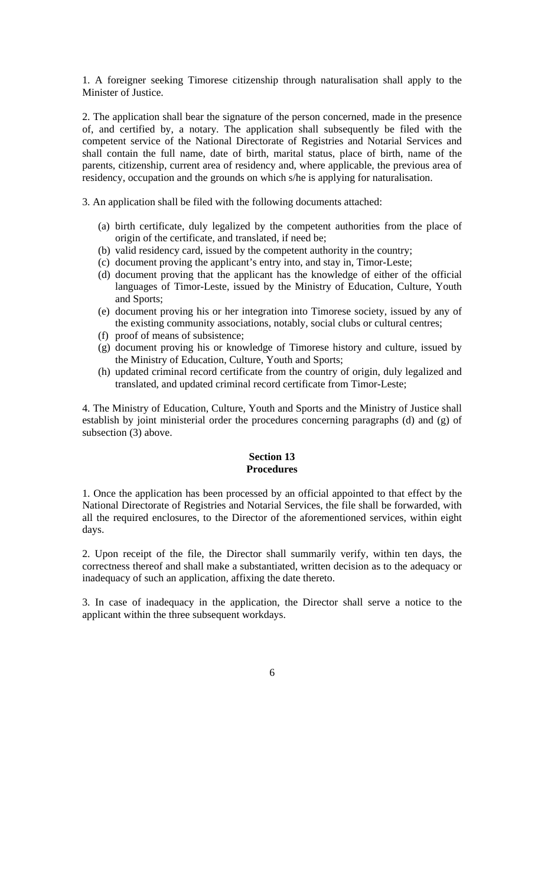1. A foreigner seeking Timorese citizenship through naturalisation shall apply to the Minister of Justice.

2. The application shall bear the signature of the person concerned, made in the presence of, and certified by, a notary. The application shall subsequently be filed with the competent service of the National Directorate of Registries and Notarial Services and shall contain the full name, date of birth, marital status, place of birth, name of the parents, citizenship, current area of residency and, where applicable, the previous area of residency, occupation and the grounds on which s/he is applying for naturalisation.

3. An application shall be filed with the following documents attached:

(a) birth certificate, duly legalized by the competent authorities from the place of origin of the certificate, and translated, if need be;
(b) valid residency card, issued by the competent authority in the country;
(c) document proving the applicant's entry into, and stay in, Timor-Leste;
(d) document proving that the applicant has the knowledge of either of the official languages of Timor-Leste, issued by the Ministry of Education, Culture, Youth and Sports;
(e) document proving his or her integration into Timorese society, issued by any of the existing community associations, notably, social clubs or cultural centres;
(f) proof of means of subsistence;
(g) document proving his or knowledge of Timorese history and culture, issued by the Ministry of Education, Culture, Youth and Sports;
(h) updated criminal record certificate from the country of origin, duly legalized and translated, and updated criminal record certificate from Timor-Leste;

4. The Ministry of Education, Culture, Youth and Sports and the Ministry of Justice shall establish by joint ministerial order the procedures concerning paragraphs (d) and (g) of subsection (3) above.

## Section 13
## Procedures

1. Once the application has been processed by an official appointed to that effect by the National Directorate of Registries and Notarial Services, the file shall be forwarded, with all the required enclosures, to the Director of the aforementioned services, within eight days.

2. Upon receipt of the file, the Director shall summarily verify, within ten days, the correctness thereof and shall make a substantiated, written decision as to the adequacy or inadequacy of such an application, affixing the date thereto.

3. In case of inadequacy in the application, the Director shall serve a notice to the applicant within the three subsequent workdays.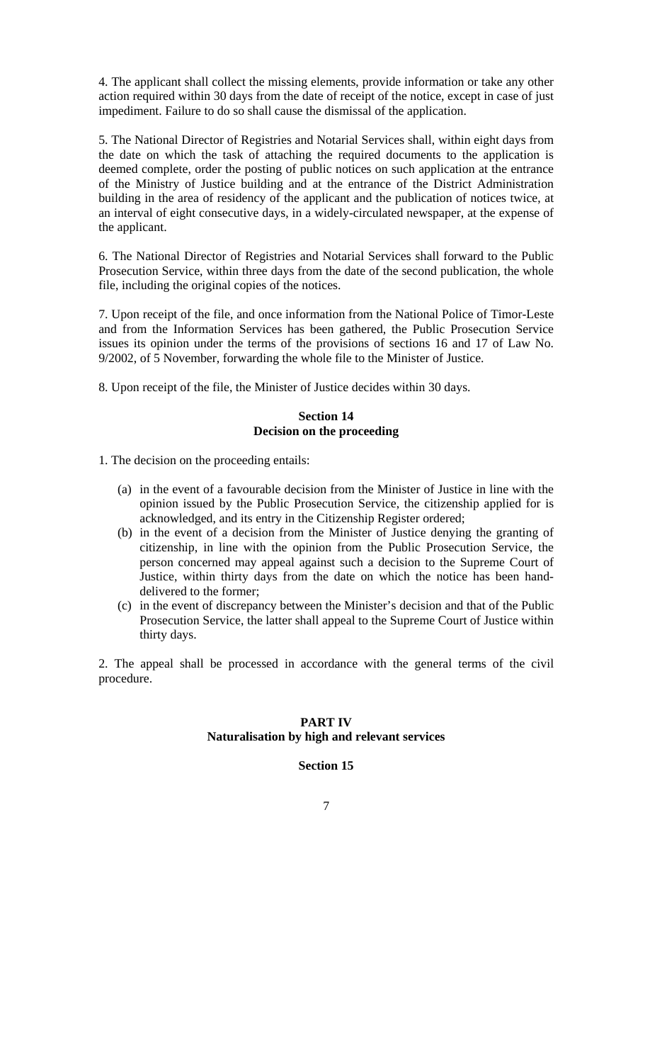4. The applicant shall collect the missing elements, provide information or take any other action required within 30 days from the date of receipt of the notice, except in case of just impediment. Failure to do so shall cause the dismissal of the application.

5. The National Director of Registries and Notarial Services shall, within eight days from the date on which the task of attaching the required documents to the application is deemed complete, order the posting of public notices on such application at the entrance of the Ministry of Justice building and at the entrance of the District Administration building in the area of residency of the applicant and the publication of notices twice, at an interval of eight consecutive days, in a widely-circulated newspaper, at the expense of the applicant.

6. The National Director of Registries and Notarial Services shall forward to the Public Prosecution Service, within three days from the date of the second publication, the whole file, including the original copies of the notices.

7. Upon receipt of the file, and once information from the National Police of Timor-Leste and from the Information Services has been gathered, the Public Prosecution Service issues its opinion under the terms of the provisions of sections 16 and 17 of Law No. 9/2002, of 5 November, forwarding the whole file to the Minister of Justice.

8. Upon receipt of the file, the Minister of Justice decides within 30 days.

### Section 14
### Decision on the proceeding

1. The decision on the proceeding entails:

   (a) in the event of a favourable decision from the Minister of Justice in line with the opinion issued by the Public Prosecution Service, the citizenship applied for is acknowledged, and its entry in the Citizenship Register ordered;

   (b) in the event of a decision from the Minister of Justice denying the granting of citizenship, in line with the opinion from the Public Prosecution Service, the person concerned may appeal against such a decision to the Supreme Court of Justice, within thirty days from the date on which the notice has been hand-delivered to the former;

   (c) in the event of discrepancy between the Minister's decision and that of the Public Prosecution Service, the latter shall appeal to the Supreme Court of Justice within thirty days.

2. The appeal shall be processed in accordance with the general terms of the civil procedure.

## PART IV
## Naturalisation by high and relevant services

### Section 15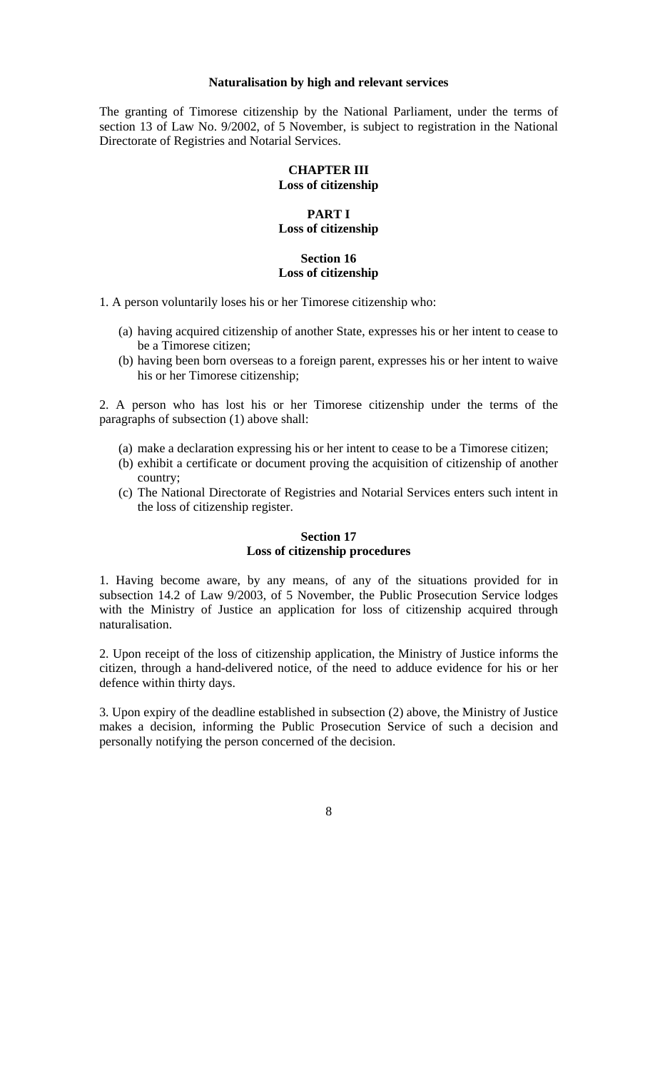**Naturalisation by high and relevant services**

The granting of Timorese citizenship by the National Parliament, under the terms of section 13 of Law No. 9/2002, of 5 November, is subject to registration in the National Directorate of Registries and Notarial Services.

## CHAPTER III
## Loss of citizenship

### PART I
### Loss of citizenship

#### Section 16
#### Loss of citizenship

1. A person voluntarily loses his or her Timorese citizenship who:

   (a) having acquired citizenship of another State, expresses his or her intent to cease to be a Timorese citizen;
   (b) having been born overseas to a foreign parent, expresses his or her intent to waive his or her Timorese citizenship;

2. A person who has lost his or her Timorese citizenship under the terms of the paragraphs of subsection (1) above shall:

   (a) make a declaration expressing his or her intent to cease to be a Timorese citizen;
   (b) exhibit a certificate or document proving the acquisition of citizenship of another country;
   (c) The National Directorate of Registries and Notarial Services enters such intent in the loss of citizenship register.

#### Section 17
#### Loss of citizenship procedures

1. Having become aware, by any means, of any of the situations provided for in subsection 14.2 of Law 9/2003, of 5 November, the Public Prosecution Service lodges with the Ministry of Justice an application for loss of citizenship acquired through naturalisation.

2. Upon receipt of the loss of citizenship application, the Ministry of Justice informs the citizen, through a hand-delivered notice, of the need to adduce evidence for his or her defence within thirty days.

3. Upon expiry of the deadline established in subsection (2) above, the Ministry of Justice makes a decision, informing the Public Prosecution Service of such a decision and personally notifying the person concerned of the decision.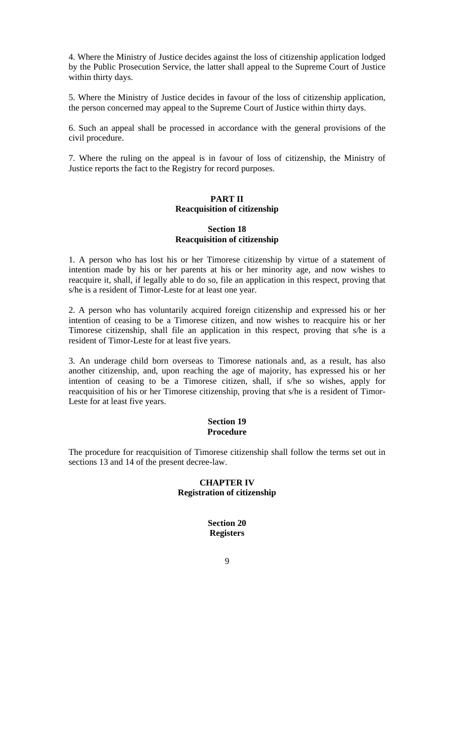4. Where the Ministry of Justice decides against the loss of citizenship application lodged by the Public Prosecution Service, the latter shall appeal to the Supreme Court of Justice within thirty days.

5. Where the Ministry of Justice decides in favour of the loss of citizenship application, the person concerned may appeal to the Supreme Court of Justice within thirty days.

6. Such an appeal shall be processed in accordance with the general provisions of the civil procedure.

7. Where the ruling on the appeal is in favour of loss of citizenship, the Ministry of Justice reports the fact to the Registry for record purposes.

## PART II
## Reacquisition of citizenship

### Section 18
### Reacquisition of citizenship

1. A person who has lost his or her Timorese citizenship by virtue of a statement of intention made by his or her parents at his or her minority age, and now wishes to reacquire it, shall, if legally able to do so, file an application in this respect, proving that s/he is a resident of Timor-Leste for at least one year.

2. A person who has voluntarily acquired foreign citizenship and expressed his or her intention of ceasing to be a Timorese citizen, and now wishes to reacquire his or her Timorese citizenship, shall file an application in this respect, proving that s/he is a resident of Timor-Leste for at least five years.

3. An underage child born overseas to Timorese nationals and, as a result, has also another citizenship, and, upon reaching the age of majority, has expressed his or her intention of ceasing to be a Timorese citizen, shall, if s/he so wishes, apply for reacquisition of his or her Timorese citizenship, proving that s/he is a resident of Timor-Leste for at least five years.

### Section 19
### Procedure

The procedure for reacquisition of Timorese citizenship shall follow the terms set out in sections 13 and 14 of the present decree-law.

## CHAPTER IV
## Registration of citizenship

### Section 20
### Registers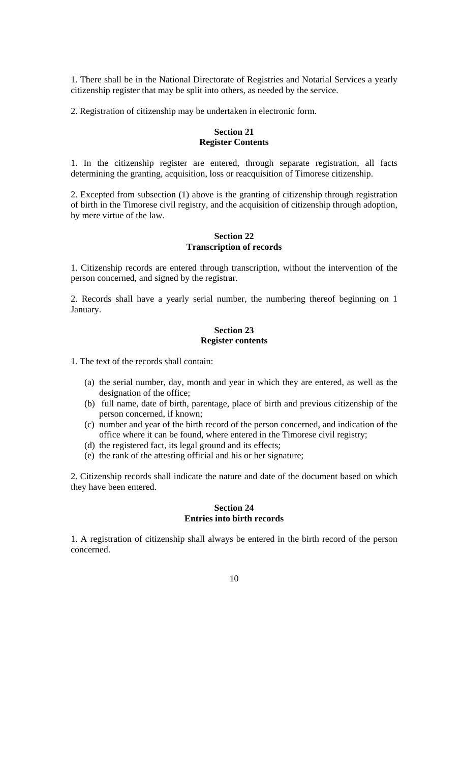1. There shall be in the National Directorate of Registries and Notarial Services a yearly citizenship register that may be split into others, as needed by the service.

2. Registration of citizenship may be undertaken in electronic form.

**Section 21**
**Register Contents**

1. In the citizenship register are entered, through separate registration, all facts determining the granting, acquisition, loss or reacquisition of Timorese citizenship.

2. Excepted from subsection (1) above is the granting of citizenship through registration of birth in the Timorese civil registry, and the acquisition of citizenship through adoption, by mere virtue of the law.

**Section 22**
**Transcription of records**

1. Citizenship records are entered through transcription, without the intervention of the person concerned, and signed by the registrar.

2. Records shall have a yearly serial number, the numbering thereof beginning on 1 January.

**Section 23**
**Register contents**

1. The text of the records shall contain:

(a) the serial number, day, month and year in which they are entered, as well as the designation of the office;
(b) full name, date of birth, parentage, place of birth and previous citizenship of the person concerned, if known;
(c) number and year of the birth record of the person concerned, and indication of the office where it can be found, where entered in the Timorese civil registry;
(d) the registered fact, its legal ground and its effects;
(e) the rank of the attesting official and his or her signature;

2. Citizenship records shall indicate the nature and date of the document based on which they have been entered.

**Section 24**
**Entries into birth records**

1. A registration of citizenship shall always be entered in the birth record of the person concerned.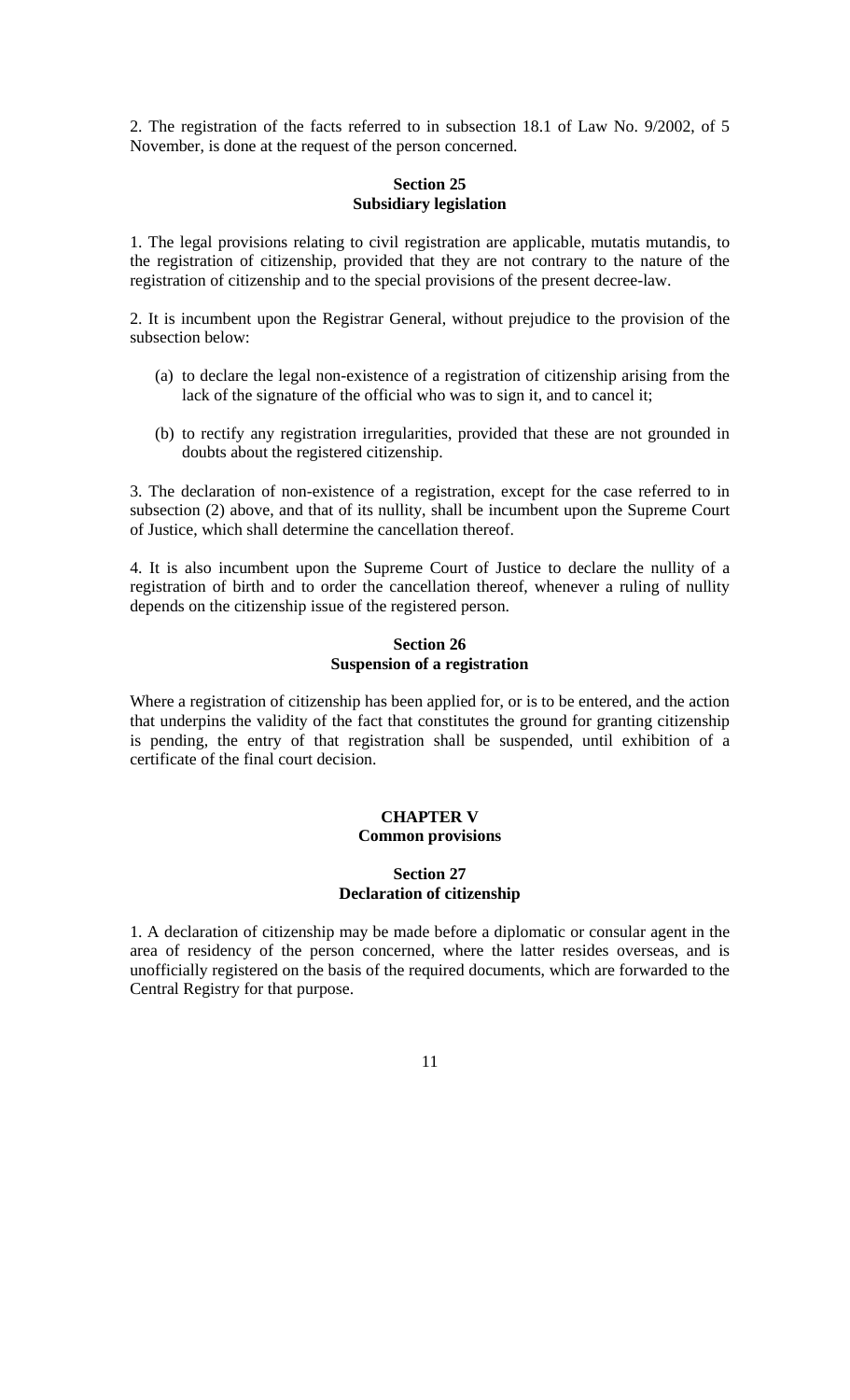2. The registration of the facts referred to in subsection 18.1 of Law No. 9/2002, of 5 November, is done at the request of the person concerned.

### Section 25
### Subsidiary legislation

1. The legal provisions relating to civil registration are applicable, mutatis mutandis, to the registration of citizenship, provided that they are not contrary to the nature of the registration of citizenship and to the special provisions of the present decree-law.

2. It is incumbent upon the Registrar General, without prejudice to the provision of the subsection below:

   (a) to declare the legal non-existence of a registration of citizenship arising from the lack of the signature of the official who was to sign it, and to cancel it;

   (b) to rectify any registration irregularities, provided that these are not grounded in doubts about the registered citizenship.

3. The declaration of non-existence of a registration, except for the case referred to in subsection (2) above, and that of its nullity, shall be incumbent upon the Supreme Court of Justice, which shall determine the cancellation thereof.

4. It is also incumbent upon the Supreme Court of Justice to declare the nullity of a registration of birth and to order the cancellation thereof, whenever a ruling of nullity depends on the citizenship issue of the registered person.

### Section 26
### Suspension of a registration

Where a registration of citizenship has been applied for, or is to be entered, and the action that underpins the validity of the fact that constitutes the ground for granting citizenship is pending, the entry of that registration shall be suspended, until exhibition of a certificate of the final court decision.

## CHAPTER V
## Common provisions

### Section 27
### Declaration of citizenship

1. A declaration of citizenship may be made before a diplomatic or consular agent in the area of residency of the person concerned, where the latter resides overseas, and is unofficially registered on the basis of the required documents, which are forwarded to the Central Registry for that purpose.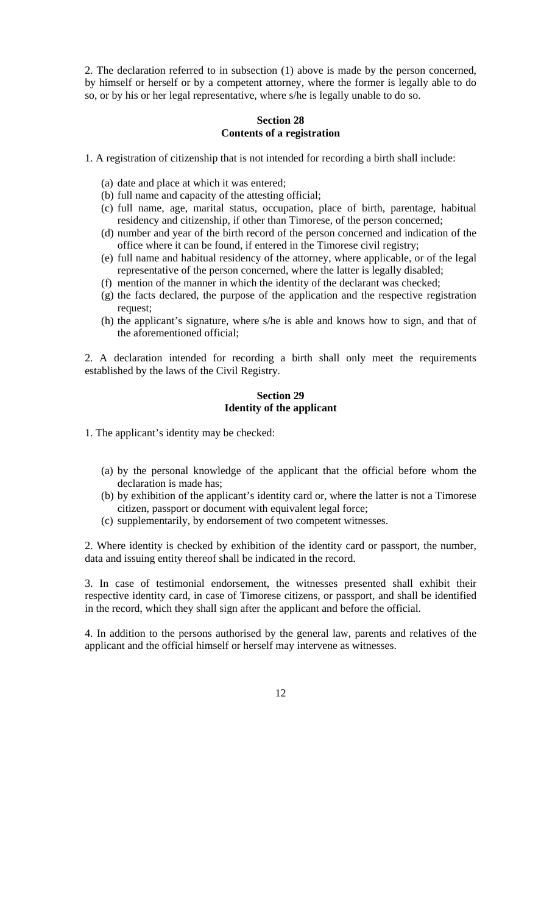2. The declaration referred to in subsection (1) above is made by the person concerned, by himself or herself or by a competent attorney, where the former is legally able to do so, or by his or her legal representative, where s/he is legally unable to do so.

**Section 28**
**Contents of a registration**

1. A registration of citizenship that is not intended for recording a birth shall include:

(a) date and place at which it was entered;
(b) full name and capacity of the attesting official;
(c) full name, age, marital status, occupation, place of birth, parentage, habitual residency and citizenship, if other than Timorese, of the person concerned;
(d) number and year of the birth record of the person concerned and indication of the office where it can be found, if entered in the Timorese civil registry;
(e) full name and habitual residency of the attorney, where applicable, or of the legal representative of the person concerned, where the latter is legally disabled;
(f) mention of the manner in which the identity of the declarant was checked;
(g) the facts declared, the purpose of the application and the respective registration request;
(h) the applicant's signature, where s/he is able and knows how to sign, and that of the aforementioned official;

2. A declaration intended for recording a birth shall only meet the requirements established by the laws of the Civil Registry.

**Section 29**
**Identity of the applicant**

1. The applicant's identity may be checked:

(a) by the personal knowledge of the applicant that the official before whom the declaration is made has;
(b) by exhibition of the applicant's identity card or, where the latter is not a Timorese citizen, passport or document with equivalent legal force;
(c) supplementarily, by endorsement of two competent witnesses.

2. Where identity is checked by exhibition of the identity card or passport, the number, data and issuing entity thereof shall be indicated in the record.

3. In case of testimonial endorsement, the witnesses presented shall exhibit their respective identity card, in case of Timorese citizens, or passport, and shall be identified in the record, which they shall sign after the applicant and before the official.

4. In addition to the persons authorised by the general law, parents and relatives of the applicant and the official himself or herself may intervene as witnesses.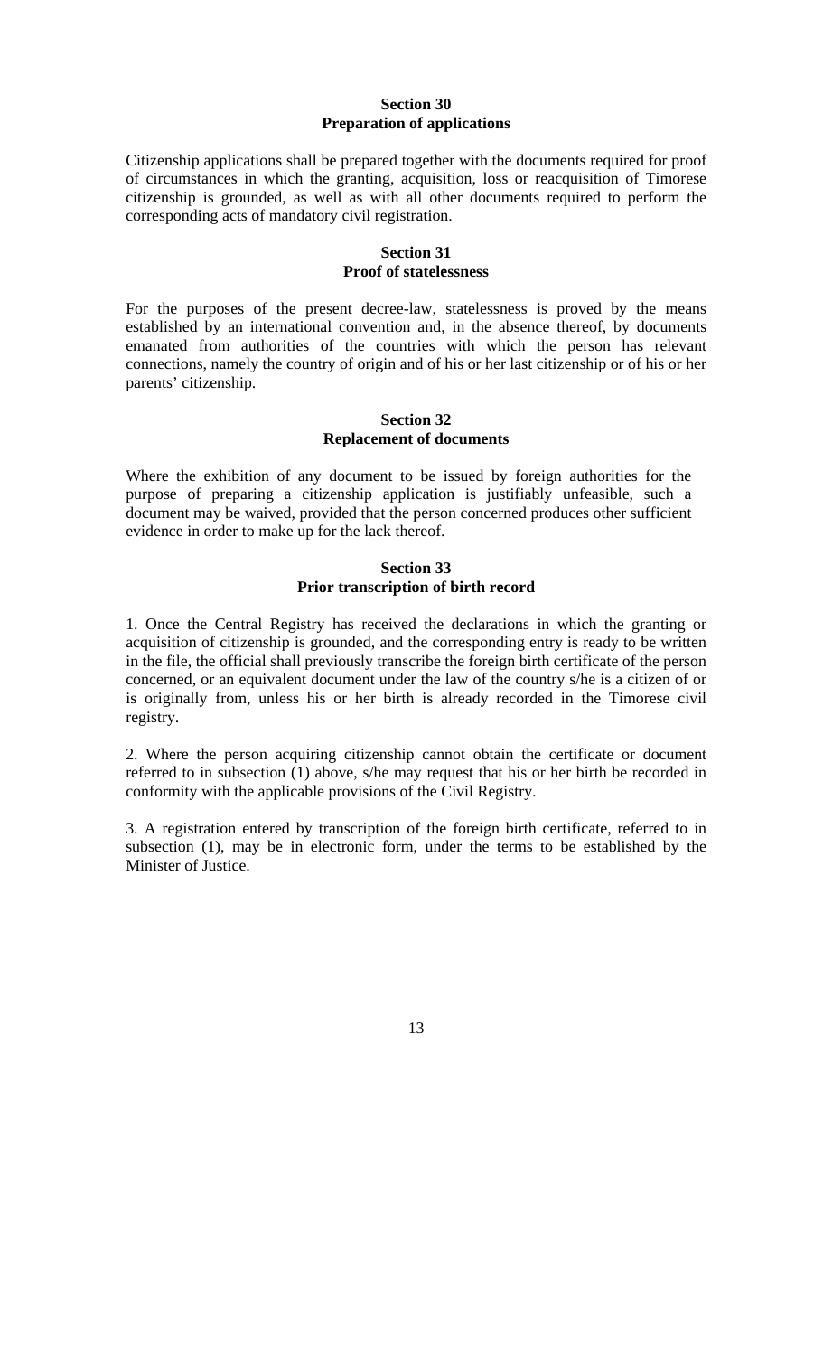## Section 30
## Preparation of applications

Citizenship applications shall be prepared together with the documents required for proof of circumstances in which the granting, acquisition, loss or reacquisition of Timorese citizenship is grounded, as well as with all other documents required to perform the corresponding acts of mandatory civil registration.

## Section 31
## Proof of statelessness

For the purposes of the present decree-law, statelessness is proved by the means established by an international convention and, in the absence thereof, by documents emanated from authorities of the countries with which the person has relevant connections, namely the country of origin and of his or her last citizenship or of his or her parents' citizenship.

## Section 32
## Replacement of documents

Where the exhibition of any document to be issued by foreign authorities for the purpose of preparing a citizenship application is justifiably unfeasible, such a document may be waived, provided that the person concerned produces other sufficient evidence in order to make up for the lack thereof.

## Section 33
## Prior transcription of birth record

1. Once the Central Registry has received the declarations in which the granting or acquisition of citizenship is grounded, and the corresponding entry is ready to be written in the file, the official shall previously transcribe the foreign birth certificate of the person concerned, or an equivalent document under the law of the country s/he is a citizen of or is originally from, unless his or her birth is already recorded in the Timorese civil registry.

2. Where the person acquiring citizenship cannot obtain the certificate or document referred to in subsection (1) above, s/he may request that his or her birth be recorded in conformity with the applicable provisions of the Civil Registry.

3. A registration entered by transcription of the foreign birth certificate, referred to in subsection (1), may be in electronic form, under the terms to be established by the Minister of Justice.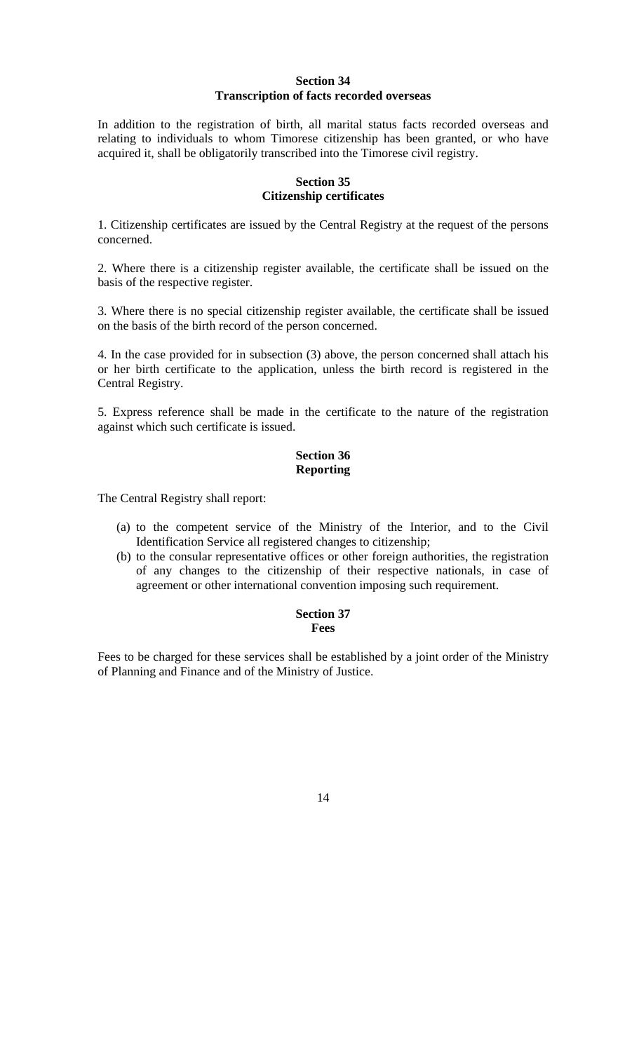## Section 34
## Transcription of facts recorded overseas

In addition to the registration of birth, all marital status facts recorded overseas and relating to individuals to whom Timorese citizenship has been granted, or who have acquired it, shall be obligatorily transcribed into the Timorese civil registry.

## Section 35
## Citizenship certificates

1. Citizenship certificates are issued by the Central Registry at the request of the persons concerned.

2. Where there is a citizenship register available, the certificate shall be issued on the basis of the respective register.

3. Where there is no special citizenship register available, the certificate shall be issued on the basis of the birth record of the person concerned.

4. In the case provided for in subsection (3) above, the person concerned shall attach his or her birth certificate to the application, unless the birth record is registered in the Central Registry.

5. Express reference shall be made in the certificate to the nature of the registration against which such certificate is issued.

## Section 36
## Reporting

The Central Registry shall report:

(a) to the competent service of the Ministry of the Interior, and to the Civil Identification Service all registered changes to citizenship;
(b) to the consular representative offices or other foreign authorities, the registration of any changes to the citizenship of their respective nationals, in case of agreement or other international convention imposing such requirement.

## Section 37
## Fees

Fees to be charged for these services shall be established by a joint order of the Ministry of Planning and Finance and of the Ministry of Justice.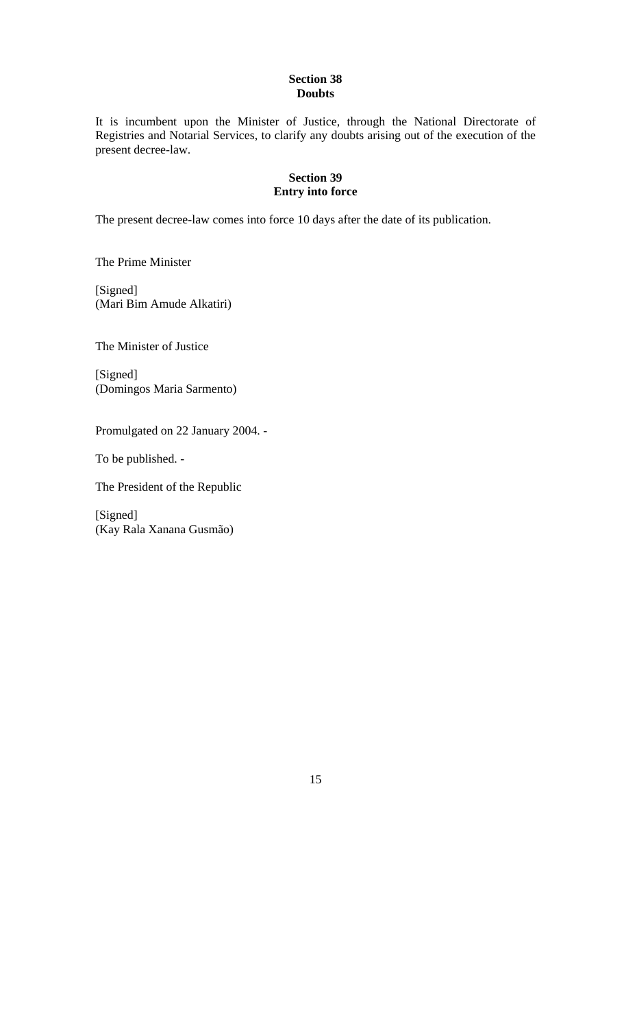### Section 38
### Doubts

It is incumbent upon the Minister of Justice, through the National Directorate of Registries and Notarial Services, to clarify any doubts arising out of the execution of the present decree-law.

### Section 39
### Entry into force

The present decree-law comes into force 10 days after the date of its publication.

The Prime Minister

[Signed]
(Mari Bim Amude Alkatiri)

The Minister of Justice

[Signed]
(Domingos Maria Sarmento)

Promulgated on 22 January 2004. -

To be published. -

The President of the Republic

[Signed]
(Kay Rala Xanana Gusmão)